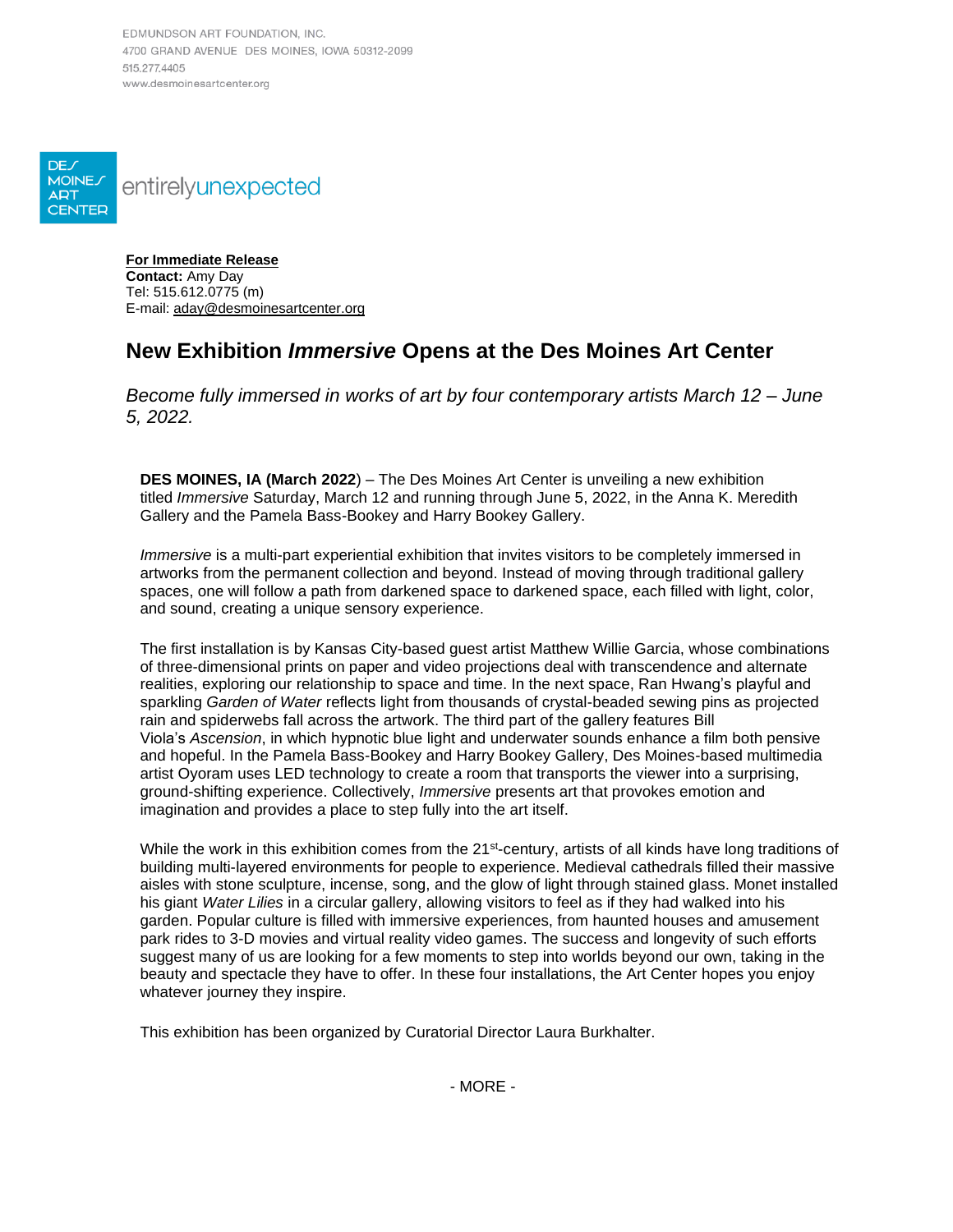EDMUNDSON ART FOUNDATION, INC.
4700 GRAND AVENUE DES MOINES, IOWA 50312-2099
515.277.4405
www.desmoinesartcenter.org

DES MOINES ART CENTER entirelyunexpected

**For Immediate Release**
**Contact:** Amy Day
Tel: 515.612.0775 (m)
E-mail: aday@desmoinesartcenter.org

# New Exhibition *Immersive* Opens at the Des Moines Art Center

*Become fully immersed in works of art by four contemporary artists March 12 – June 5, 2022.*

**DES MOINES, IA (March 2022**) – The Des Moines Art Center is unveiling a new exhibition titled *Immersive* Saturday, March 12 and running through June 5, 2022, in the Anna K. Meredith Gallery and the Pamela Bass-Bookey and Harry Bookey Gallery.

*Immersive* is a multi-part experiential exhibition that invites visitors to be completely immersed in artworks from the permanent collection and beyond. Instead of moving through traditional gallery spaces, one will follow a path from darkened space to darkened space, each filled with light, color, and sound, creating a unique sensory experience.

The first installation is by Kansas City-based guest artist Matthew Willie Garcia, whose combinations of three-dimensional prints on paper and video projections deal with transcendence and alternate realities, exploring our relationship to space and time. In the next space, Ran Hwang's playful and sparkling *Garden of Water* reflects light from thousands of crystal-beaded sewing pins as projected rain and spiderwebs fall across the artwork. The third part of the gallery features Bill Viola's *Ascension*, in which hypnotic blue light and underwater sounds enhance a film both pensive and hopeful. In the Pamela Bass-Bookey and Harry Bookey Gallery, Des Moines-based multimedia artist Oyoram uses LED technology to create a room that transports the viewer into a surprising, ground-shifting experience. Collectively, *Immersive* presents art that provokes emotion and imagination and provides a place to step fully into the art itself.

While the work in this exhibition comes from the 21st-century, artists of all kinds have long traditions of building multi-layered environments for people to experience. Medieval cathedrals filled their massive aisles with stone sculpture, incense, song, and the glow of light through stained glass. Monet installed his giant *Water Lilies* in a circular gallery, allowing visitors to feel as if they had walked into his garden. Popular culture is filled with immersive experiences, from haunted houses and amusement park rides to 3-D movies and virtual reality video games. The success and longevity of such efforts suggest many of us are looking for a few moments to step into worlds beyond our own, taking in the beauty and spectacle they have to offer. In these four installations, the Art Center hopes you enjoy whatever journey they inspire.

This exhibition has been organized by Curatorial Director Laura Burkhalter.

- MORE -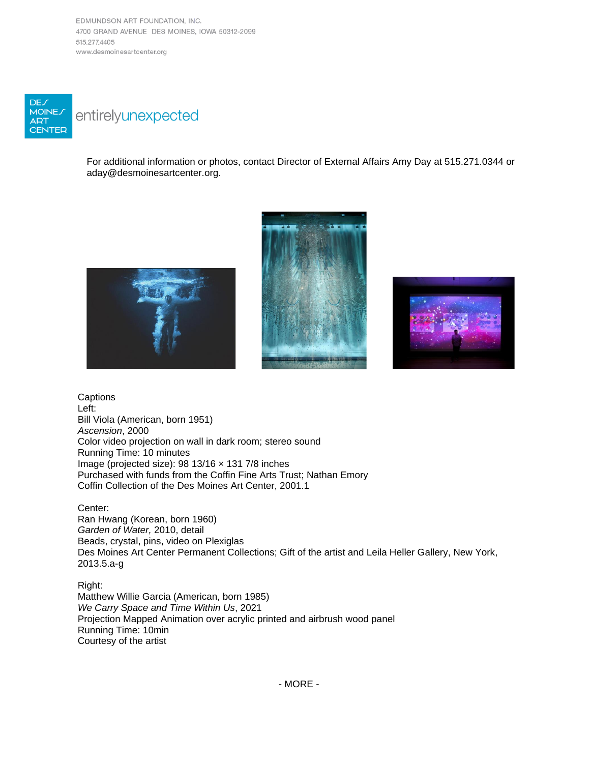For additional information or photos, contact Director of External Affairs Amy Day at 515.271.0344 or aday@desmoinesartcenter.org.

Captions

Left:
Bill Viola (American, born 1951)
*Ascension*, 2000
Color video projection on wall in dark room; stereo sound
Running Time: 10 minutes
Image (projected size): 98 13/16 × 131 7/8 inches
Purchased with funds from the Coffin Fine Arts Trust; Nathan Emory Coffin Collection of the Des Moines Art Center, 2001.1

Center:
Ran Hwang (Korean, born 1960)
*Garden of Water,* 2010, detail
Beads, crystal, pins, video on Plexiglas
Des Moines Art Center Permanent Collections; Gift of the artist and Leila Heller Gallery, New York, 2013.5.a-g

Right:
Matthew Willie Garcia (American, born 1985)
*We Carry Space and Time Within Us*, 2021
Projection Mapped Animation over acrylic printed and airbrush wood panel
Running Time: 10min
Courtesy of the artist

- MORE -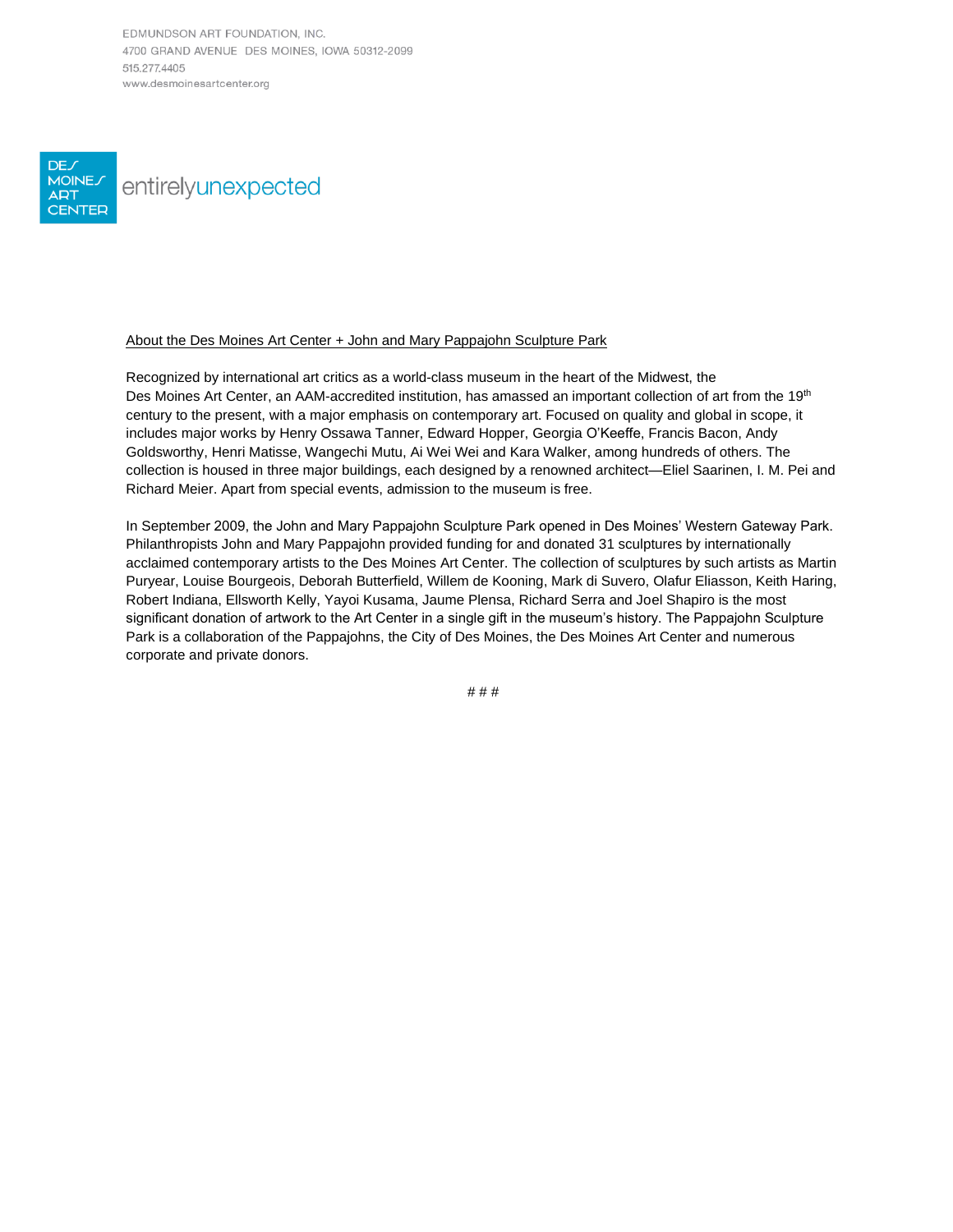EDMUNDSON ART FOUNDATION, INC.
4700 GRAND AVENUE DES MOINES, IOWA 50312-2099
515.277.4405
www.desmoinesartcenter.org

DES MOINES ART CENTER entirelyunexpected

About the Des Moines Art Center + John and Mary Pappajohn Sculpture Park

Recognized by international art critics as a world-class museum in the heart of the Midwest, the Des Moines Art Center, an AAM-accredited institution, has amassed an important collection of art from the 19th century to the present, with a major emphasis on contemporary art. Focused on quality and global in scope, it includes major works by Henry Ossawa Tanner, Edward Hopper, Georgia O'Keeffe, Francis Bacon, Andy Goldsworthy, Henri Matisse, Wangechi Mutu, Ai Wei Wei and Kara Walker, among hundreds of others. The collection is housed in three major buildings, each designed by a renowned architect—Eliel Saarinen, I. M. Pei and Richard Meier. Apart from special events, admission to the museum is free.

In September 2009, the John and Mary Pappajohn Sculpture Park opened in Des Moines' Western Gateway Park. Philanthropists John and Mary Pappajohn provided funding for and donated 31 sculptures by internationally acclaimed contemporary artists to the Des Moines Art Center. The collection of sculptures by such artists as Martin Puryear, Louise Bourgeois, Deborah Butterfield, Willem de Kooning, Mark di Suvero, Olafur Eliasson, Keith Haring, Robert Indiana, Ellsworth Kelly, Yayoi Kusama, Jaume Plensa, Richard Serra and Joel Shapiro is the most significant donation of artwork to the Art Center in a single gift in the museum's history. The Pappajohn Sculpture Park is a collaboration of the Pappajohns, the City of Des Moines, the Des Moines Art Center and numerous corporate and private donors.

# # #